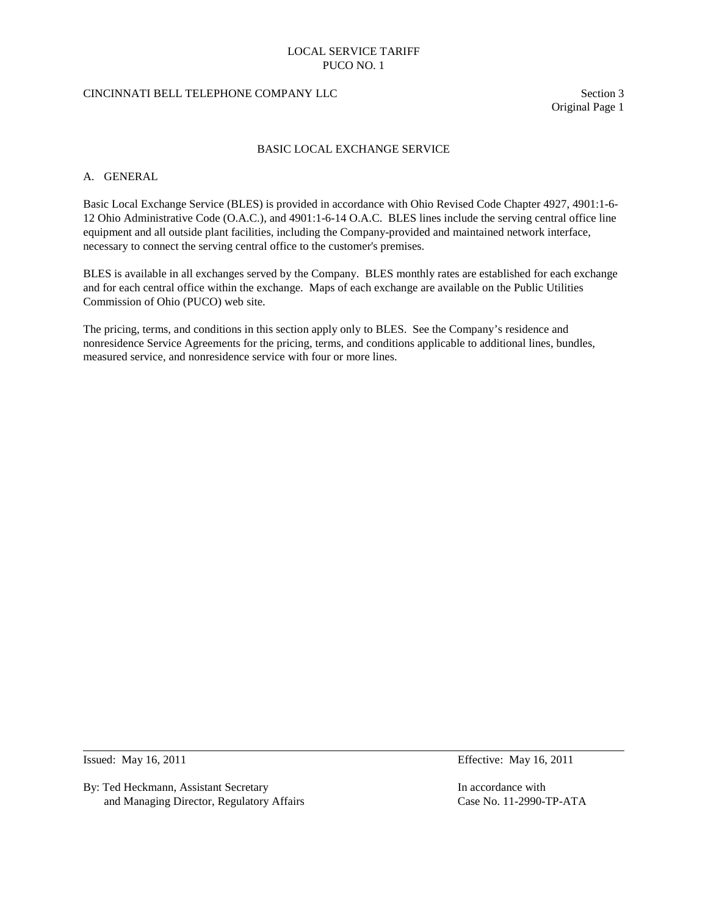# BASIC LOCAL EXCHANGE SERVICE

## A. GENERAL

Basic Local Exchange Service (BLES) is provided in accordance with Ohio Revised Code Chapter 4927, 4901:1-6-12 Ohio Administrative Code (O.A.C.), and 4901:1-6-14 O.A.C. BLES lines include the serving central office line equipment and all outside plant facilities, including the Company-provided and maintained network interface, necessary to connect the serving central office to the customer's premises.

BLES is available in all exchanges served by the Company. BLES monthly rates are established for each exchange and for each central office within the exchange. Maps of each exchange are available on the Public Utilities Commission of Ohio (PUCO) web site.

The pricing, terms, and conditions in this section apply only to BLES. See the Company's residence and nonresidence Service Agreements for the pricing, terms, and conditions applicable to additional lines, bundles, measured service, and nonresidence service with four or more lines.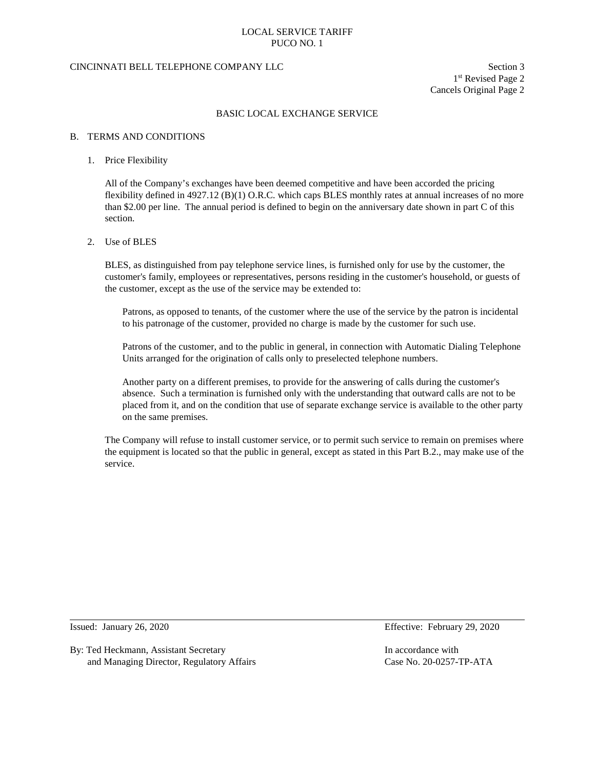## BASIC LOCAL EXCHANGE SERVICE

### B. TERMS AND CONDITIONS

1. Price Flexibility

   All of the Company's exchanges have been deemed competitive and have been accorded the pricing flexibility defined in 4927.12 (B)(1) O.R.C. which caps BLES monthly rates at annual increases of no more than $2.00 per line. The annual period is defined to begin on the anniversary date shown in part C of this section.

2. Use of BLES

   BLES, as distinguished from pay telephone service lines, is furnished only for use by the customer, the customer's family, employees or representatives, persons residing in the customer's household, or guests of the customer, except as the use of the service may be extended to:

   > Patrons, as opposed to tenants, of the customer where the use of the service by the patron is incidental to his patronage of the customer, provided no charge is made by the customer for such use.
   >
   > Patrons of the customer, and to the public in general, in connection with Automatic Dialing Telephone Units arranged for the origination of calls only to preselected telephone numbers.
   >
   > Another party on a different premises, to provide for the answering of calls during the customer's absence. Such a termination is furnished only with the understanding that outward calls are not to be placed from it, and on the condition that use of separate exchange service is available to the other party on the same premises.

   The Company will refuse to install customer service, or to permit such service to remain on premises where the equipment is located so that the public in general, except as stated in this Part B.2., may make use of the service.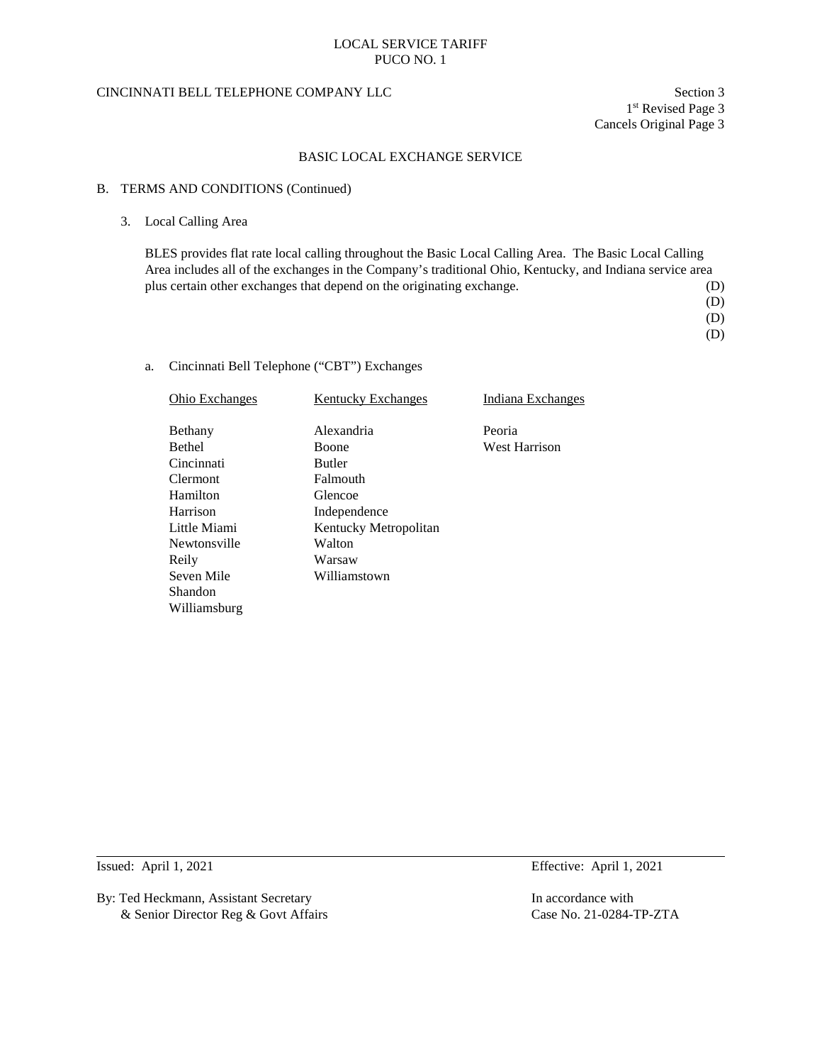LOCAL SERVICE TARIFF
PUCO NO. 1

CINCINNATI BELL TELEPHONE COMPANY LLC

Section 3
1st Revised Page 3
Cancels Original Page 3

## BASIC LOCAL EXCHANGE SERVICE

### B. TERMS AND CONDITIONS (Continued)

3. Local Calling Area

BLES provides flat rate local calling throughout the Basic Local Calling Area. The Basic Local Calling Area includes all of the exchanges in the Company's traditional Ohio, Kentucky, and Indiana service area plus certain other exchanges that depend on the originating exchange. (D)
(D)
(D)
(D)

a. Cincinnati Bell Telephone ("CBT") Exchanges

| Ohio Exchanges | Kentucky Exchanges | Indiana Exchanges |
|---|---|---|
| Bethany | Alexandria | Peoria |
| Bethel | Boone | West Harrison |
| Cincinnati | Butler | |
| Clermont | Falmouth | |
| Hamilton | Glencoe | |
| Harrison | Independence | |
| Little Miami | Kentucky Metropolitan | |
| Newtonsville | Walton | |
| Reily | Warsaw | |
| Seven Mile | Williamstown | |
| Shandon | | |
| Williamsburg | | |

Issued: April 1, 2021
Effective: April 1, 2021

By: Ted Heckmann, Assistant Secretary
& Senior Director Reg & Govt Affairs

In accordance with
Case No. 21-0284-TP-ZTA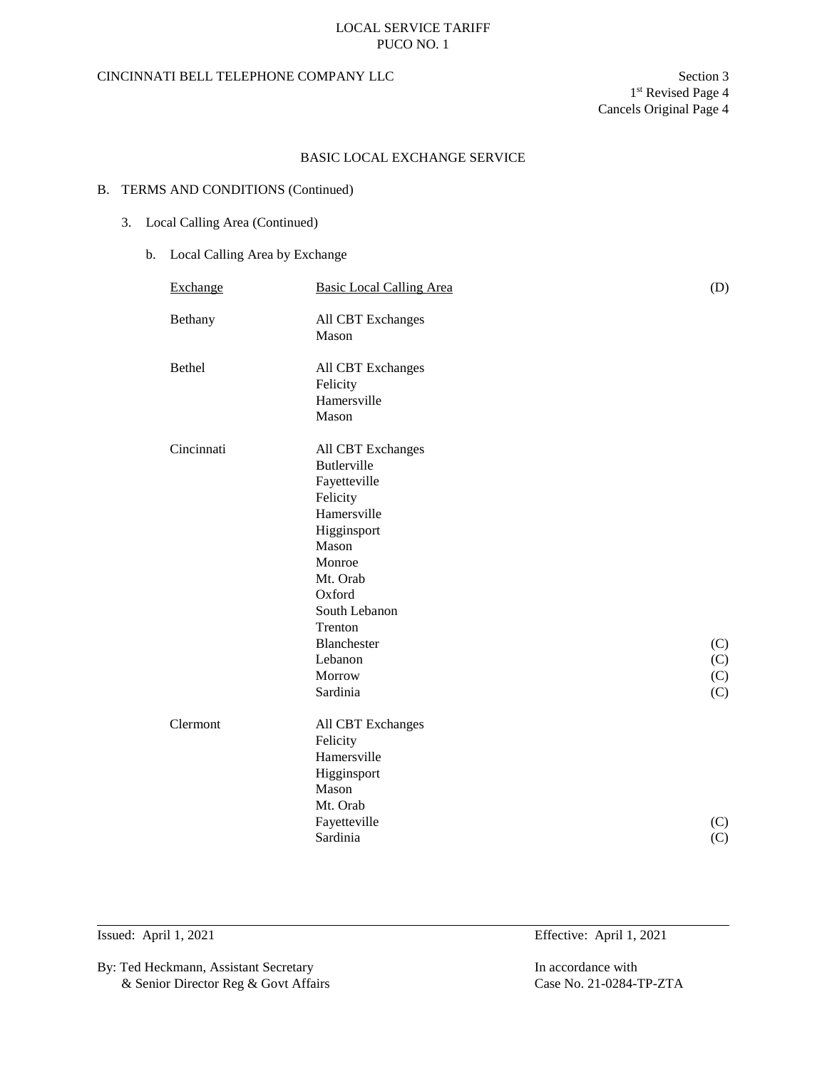LOCAL SERVICE TARIFF
PUCO NO. 1

CINCINNATI BELL TELEPHONE COMPANY LLC

Section 3
1st Revised Page 4
Cancels Original Page 4

## BASIC LOCAL EXCHANGE SERVICE

B. TERMS AND CONDITIONS (Continued)

3. Local Calling Area (Continued)

b. Local Calling Area by Exchange

| Exchange | Basic Local Calling Area | (D) |
|---|---|---|
| Bethany | All CBT Exchanges | |
| | Mason | |
| Bethel | All CBT Exchanges | |
| | Felicity | |
| | Hamersville | |
| | Mason | |
| Cincinnati | All CBT Exchanges | |
| | Butlerville | |
| | Fayetteville | |
| | Felicity | |
| | Hamersville | |
| | Higginsport | |
| | Mason | |
| | Monroe | |
| | Mt. Orab | |
| | Oxford | |
| | South Lebanon | |
| | Trenton | |
| | Blanchester | (C) |
| | Lebanon | (C) |
| | Morrow | (C) |
| | Sardinia | (C) |
| Clermont | All CBT Exchanges | |
| | Felicity | |
| | Hamersville | |
| | Higginsport | |
| | Mason | |
| | Mt. Orab | |
| | Fayetteville | (C) |
| | Sardinia | (C) |

Issued: April 1, 2021

Effective: April 1, 2021

By: Ted Heckmann, Assistant Secretary
& Senior Director Reg & Govt Affairs

In accordance with
Case No. 21-0284-TP-ZTA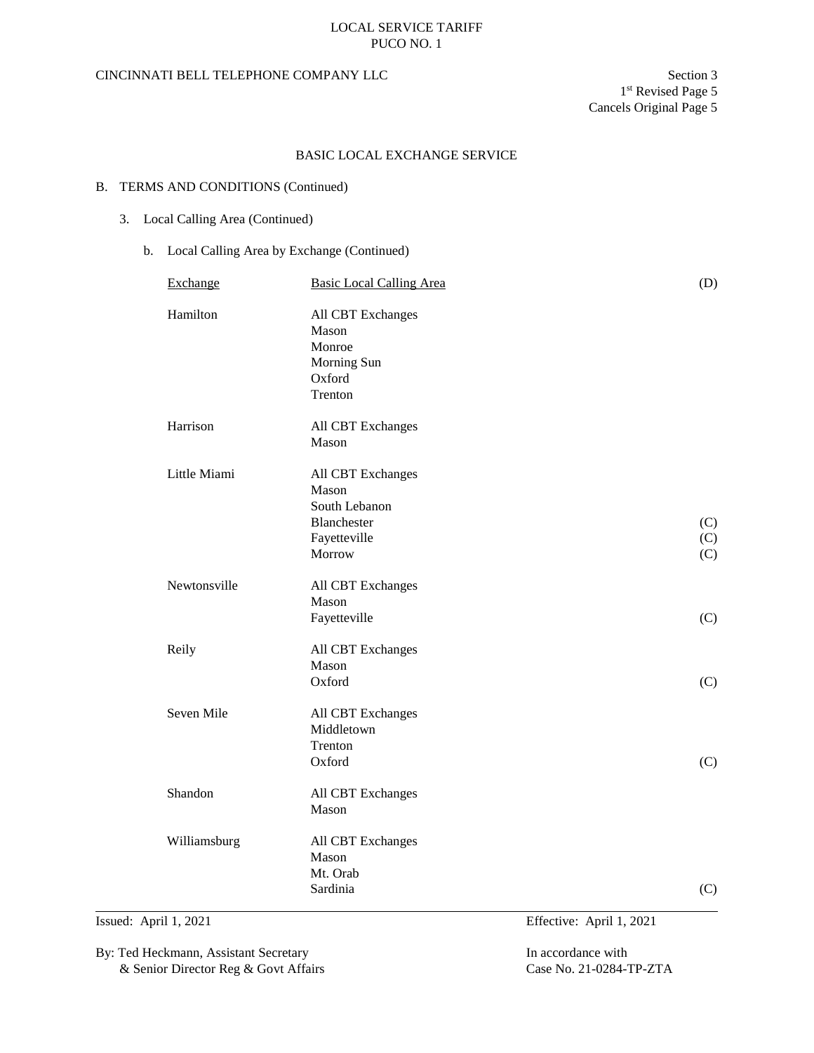LOCAL SERVICE TARIFF
PUCO NO. 1

CINCINNATI BELL TELEPHONE COMPANY LLC

Section 3
1st Revised Page 5
Cancels Original Page 5

BASIC LOCAL EXCHANGE SERVICE

B. TERMS AND CONDITIONS (Continued)

3. Local Calling Area (Continued)

b. Local Calling Area by Exchange (Continued)

| Exchange | Basic Local Calling Area | (D) |
|---|---|---|
| Hamilton | All CBT Exchanges | |
| | Mason | |
| | Monroe | |
| | Morning Sun | |
| | Oxford | |
| | Trenton | |
| Harrison | All CBT Exchanges | |
| | Mason | |
| Little Miami | All CBT Exchanges | |
| | Mason | |
| | South Lebanon | |
| | Blanchester | (C) |
| | Fayetteville | (C) |
| | Morrow | (C) |
| Newtonsville | All CBT Exchanges | |
| | Mason | |
| | Fayetteville | (C) |
| Reily | All CBT Exchanges | |
| | Mason | |
| | Oxford | (C) |
| Seven Mile | All CBT Exchanges | |
| | Middletown | |
| | Trenton | |
| | Oxford | (C) |
| Shandon | All CBT Exchanges | |
| | Mason | |
| Williamsburg | All CBT Exchanges | |
| | Mason | |
| | Mt. Orab | |
| | Sardinia | (C) |

Issued: April 1, 2021

Effective: April 1, 2021

By: Ted Heckmann, Assistant Secretary
& Senior Director Reg & Govt Affairs

In accordance with
Case No. 21-0284-TP-ZTA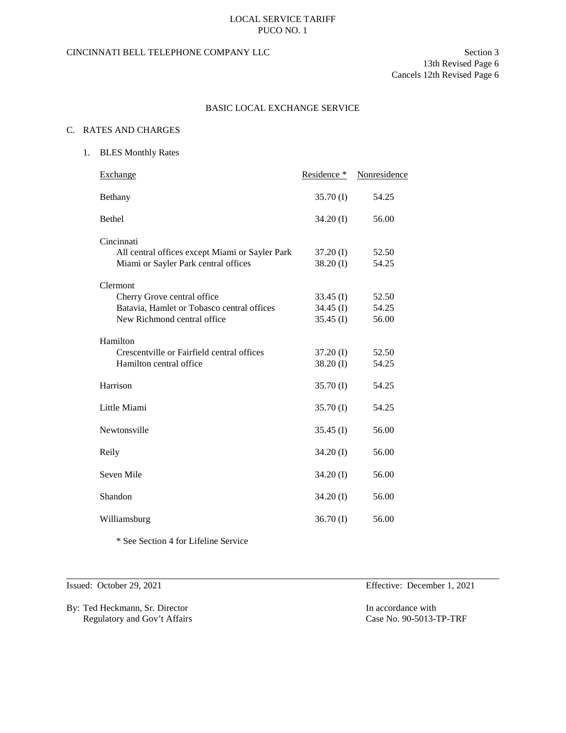LOCAL SERVICE TARIFF
PUCO NO. 1

CINCINNATI BELL TELEPHONE COMPANY LLC

Section 3
13th Revised Page 6
Cancels 12th Revised Page 6

## BASIC LOCAL EXCHANGE SERVICE

### C. RATES AND CHARGES

1. BLES Monthly Rates

| Exchange | Residence * | Nonresidence |
|---|---|---|
| Bethany | 35.70 (I) | 54.25 |
| Bethel | 34.20 (I) | 56.00 |
| Cincinnati | | |
| All central offices except Miami or Sayler Park | 37.20 (I) | 52.50 |
| Miami or Sayler Park central offices | 38.20 (I) | 54.25 |
| Clermont | | |
| Cherry Grove central office | 33.45 (I) | 52.50 |
| Batavia, Hamlet or Tobasco central offices | 34.45 (I) | 54.25 |
| New Richmond central office | 35.45 (I) | 56.00 |
| Hamilton | | |
| Crescentville or Fairfield central offices | 37.20 (I) | 52.50 |
| Hamilton central office | 38.20 (I) | 54.25 |
| Harrison | 35.70 (I) | 54.25 |
| Little Miami | 35.70 (I) | 54.25 |
| Newtonsville | 35.45 (I) | 56.00 |
| Reily | 34.20 (I) | 56.00 |
| Seven Mile | 34.20 (I) | 56.00 |
| Shandon | 34.20 (I) | 56.00 |
| Williamsburg | 36.70 (I) | 56.00 |

* See Section 4 for Lifeline Service

Issued: October 29, 2021

Effective: December 1, 2021

By: Ted Heckmann, Sr. Director
Regulatory and Gov't Affairs

In accordance with
Case No. 90-5013-TP-TRF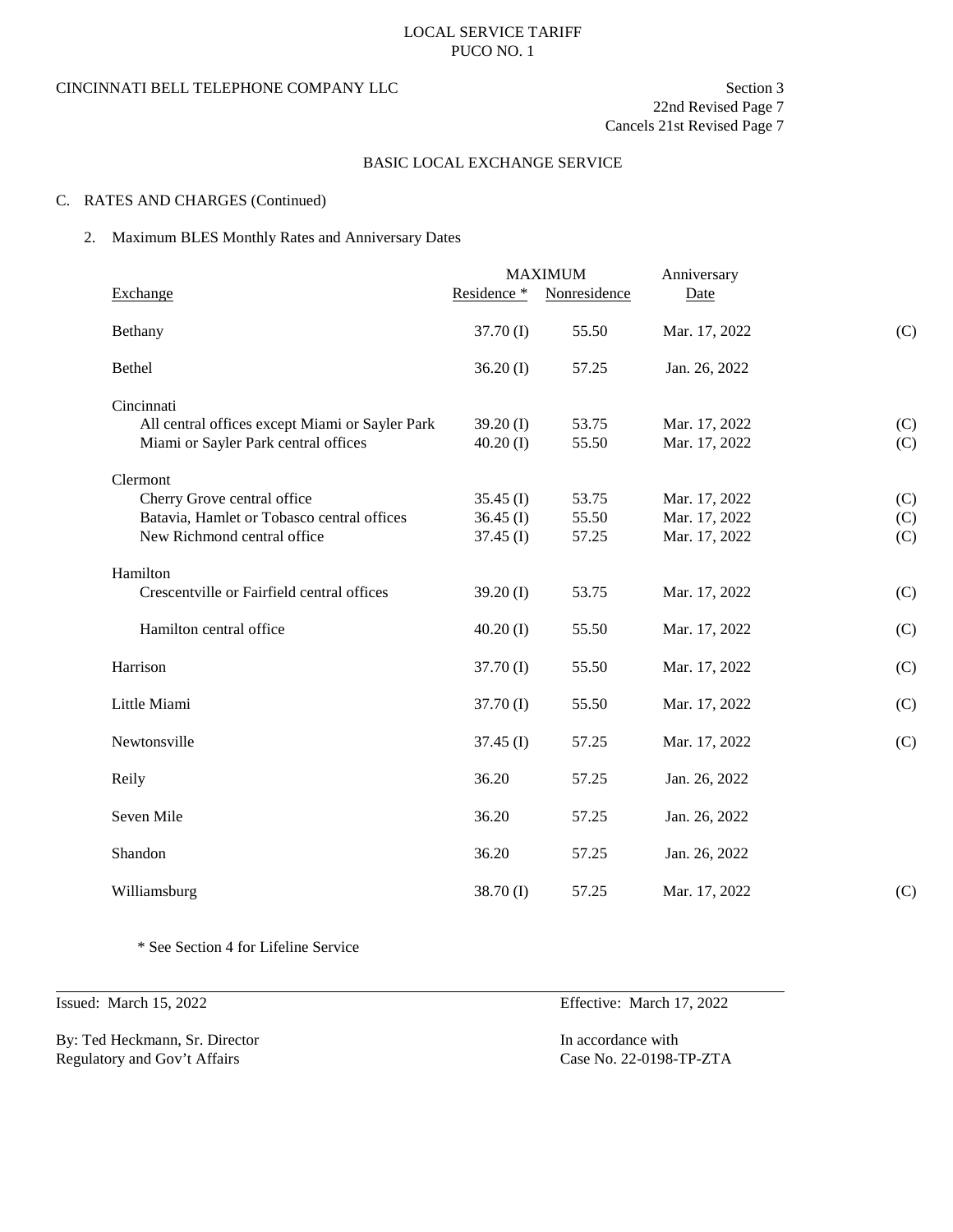LOCAL SERVICE TARIFF
PUCO NO. 1

CINCINNATI BELL TELEPHONE COMPANY LLC

Section 3
22nd Revised Page 7
Cancels 21st Revised Page 7

BASIC LOCAL EXCHANGE SERVICE

C. RATES AND CHARGES (Continued)

2. Maximum BLES Monthly Rates and Anniversary Dates

| Exchange | MAXIMUM Residence * | MAXIMUM Nonresidence | Anniversary Date | |
|---|---|---|---|---|
| Bethany | 37.70 (I) | 55.50 | Mar. 17, 2022 | (C) |
| Bethel | 36.20 (I) | 57.25 | Jan. 26, 2022 | |
| Cincinnati | | | | |
| All central offices except Miami or Sayler Park | 39.20 (I) | 53.75 | Mar. 17, 2022 | (C) |
| Miami or Sayler Park central offices | 40.20 (I) | 55.50 | Mar. 17, 2022 | (C) |
| Clermont | | | | |
| Cherry Grove central office | 35.45 (I) | 53.75 | Mar. 17, 2022 | (C) |
| Batavia, Hamlet or Tobasco central offices | 36.45 (I) | 55.50 | Mar. 17, 2022 | (C) |
| New Richmond central office | 37.45 (I) | 57.25 | Mar. 17, 2022 | (C) |
| Hamilton | | | | |
| Crescentville or Fairfield central offices | 39.20 (I) | 53.75 | Mar. 17, 2022 | (C) |
| Hamilton central office | 40.20 (I) | 55.50 | Mar. 17, 2022 | (C) |
| Harrison | 37.70 (I) | 55.50 | Mar. 17, 2022 | (C) |
| Little Miami | 37.70 (I) | 55.50 | Mar. 17, 2022 | (C) |
| Newtonsville | 37.45 (I) | 57.25 | Mar. 17, 2022 | (C) |
| Reily | 36.20 | 57.25 | Jan. 26, 2022 | |
| Seven Mile | 36.20 | 57.25 | Jan. 26, 2022 | |
| Shandon | 36.20 | 57.25 | Jan. 26, 2022 | |
| Williamsburg | 38.70 (I) | 57.25 | Mar. 17, 2022 | (C) |

\* See Section 4 for Lifeline Service

Issued: March 15, 2022

Effective: March 17, 2022

By: Ted Heckmann, Sr. Director
Regulatory and Gov't Affairs

In accordance with
Case No. 22-0198-TP-ZTA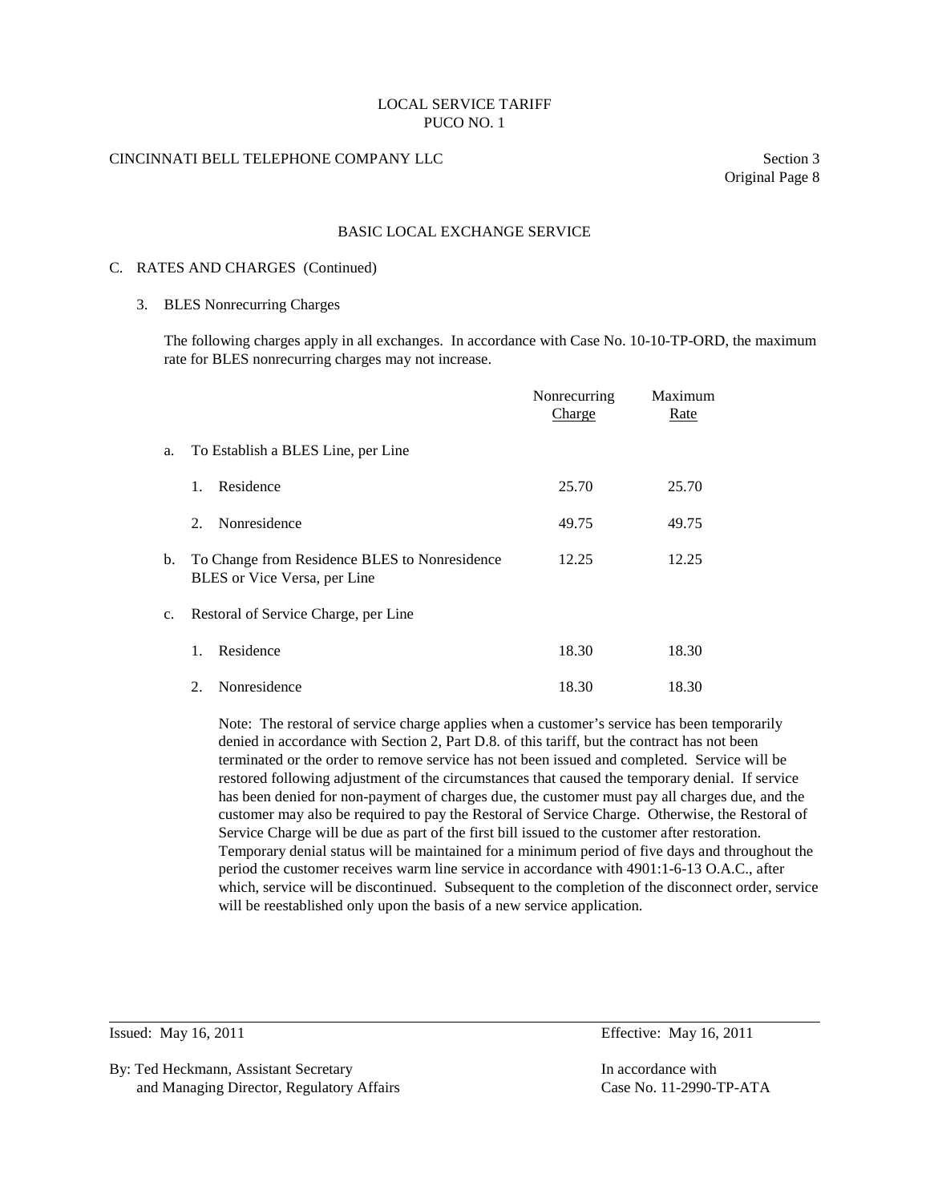LOCAL SERVICE TARIFF
PUCO NO. 1

CINCINNATI BELL TELEPHONE COMPANY LLC

Section 3
Original Page 8

## BASIC LOCAL EXCHANGE SERVICE

### C. RATES AND CHARGES (Continued)

#### 3. BLES Nonrecurring Charges

The following charges apply in all exchanges. In accordance with Case No. 10-10-TP-ORD, the maximum rate for BLES nonrecurring charges may not increase.

| | Nonrecurring Charge | Maximum Rate |
|---|---|---|
| a. To Establish a BLES Line, per Line | | |
| 1. Residence | 25.70 | 25.70 |
| 2. Nonresidence | 49.75 | 49.75 |
| b. To Change from Residence BLES to Nonresidence BLES or Vice Versa, per Line | 12.25 | 12.25 |
| c. Restoral of Service Charge, per Line | | |
| 1. Residence | 18.30 | 18.30 |
| 2. Nonresidence | 18.30 | 18.30 |

Note: The restoral of service charge applies when a customer's service has been temporarily denied in accordance with Section 2, Part D.8. of this tariff, but the contract has not been terminated or the order to remove service has not been issued and completed. Service will be restored following adjustment of the circumstances that caused the temporary denial. If service has been denied for non-payment of charges due, the customer must pay all charges due, and the customer may also be required to pay the Restoral of Service Charge. Otherwise, the Restoral of Service Charge will be due as part of the first bill issued to the customer after restoration. Temporary denial status will be maintained for a minimum period of five days and throughout the period the customer receives warm line service in accordance with 4901:1-6-13 O.A.C., after which, service will be discontinued. Subsequent to the completion of the disconnect order, service will be reestablished only upon the basis of a new service application.

Issued: May 16, 2011

Effective: May 16, 2011

By: Ted Heckmann, Assistant Secretary
and Managing Director, Regulatory Affairs

In accordance with
Case No. 11-2990-TP-ATA